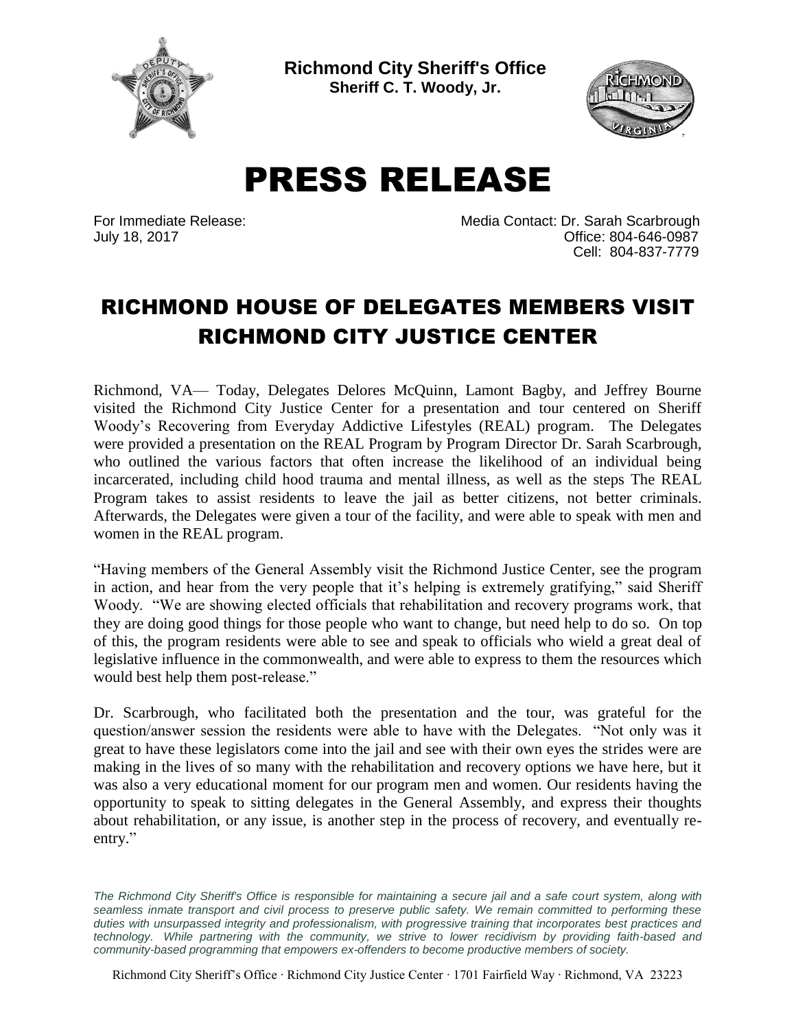**Richmond City Sheriff's Office**
**Sheriff C. T. Woody, Jr.**

# PRESS RELEASE

For Immediate Release:
July 18, 2017

Media Contact: Dr. Sarah Scarbrough
Office: 804-646-0987
Cell: 804-837-7779

## RICHMOND HOUSE OF DELEGATES MEMBERS VISIT RICHMOND CITY JUSTICE CENTER

Richmond, VA— Today, Delegates Delores McQuinn, Lamont Bagby, and Jeffrey Bourne visited the Richmond City Justice Center for a presentation and tour centered on Sheriff Woody's Recovering from Everyday Addictive Lifestyles (REAL) program. The Delegates were provided a presentation on the REAL Program by Program Director Dr. Sarah Scarbrough, who outlined the various factors that often increase the likelihood of an individual being incarcerated, including child hood trauma and mental illness, as well as the steps The REAL Program takes to assist residents to leave the jail as better citizens, not better criminals. Afterwards, the Delegates were given a tour of the facility, and were able to speak with men and women in the REAL program.

"Having members of the General Assembly visit the Richmond Justice Center, see the program in action, and hear from the very people that it's helping is extremely gratifying," said Sheriff Woody. "We are showing elected officials that rehabilitation and recovery programs work, that they are doing good things for those people who want to change, but need help to do so. On top of this, the program residents were able to see and speak to officials who wield a great deal of legislative influence in the commonwealth, and were able to express to them the resources which would best help them post-release."

Dr. Scarbrough, who facilitated both the presentation and the tour, was grateful for the question/answer session the residents were able to have with the Delegates. "Not only was it great to have these legislators come into the jail and see with their own eyes the strides were are making in the lives of so many with the rehabilitation and recovery options we have here, but it was also a very educational moment for our program men and women. Our residents having the opportunity to speak to sitting delegates in the General Assembly, and express their thoughts about rehabilitation, or any issue, is another step in the process of recovery, and eventually re-entry."

*The Richmond City Sheriff's Office is responsible for maintaining a secure jail and a safe court system, along with seamless inmate transport and civil process to preserve public safety. We remain committed to performing these duties with unsurpassed integrity and professionalism, with progressive training that incorporates best practices and technology. While partnering with the community, we strive to lower recidivism by providing faith-based and community-based programming that empowers ex-offenders to become productive members of society.*

Richmond City Sheriff's Office · Richmond City Justice Center · 1701 Fairfield Way · Richmond, VA 23223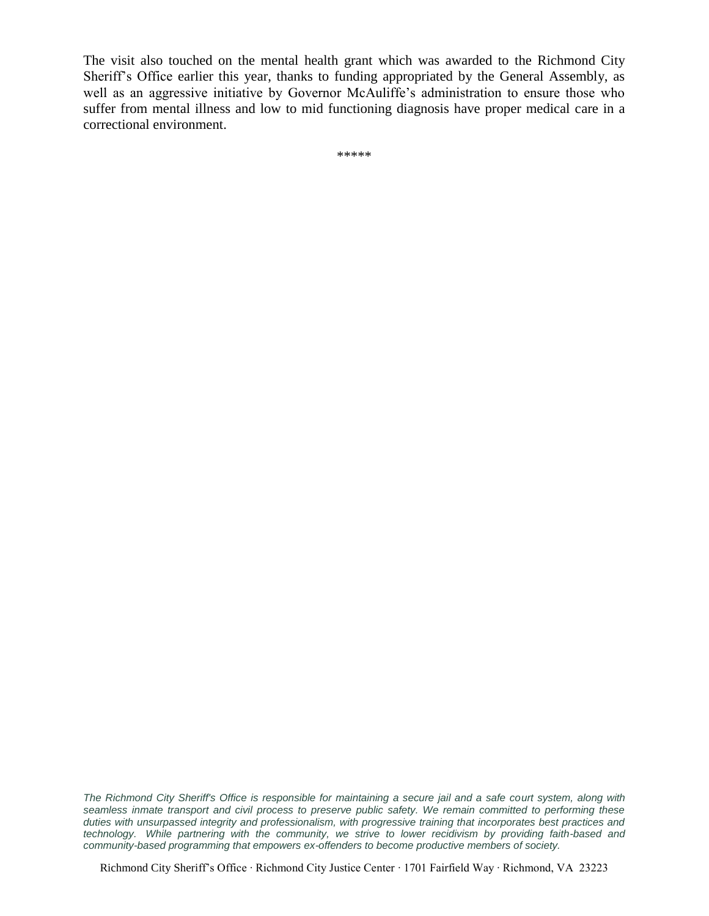The visit also touched on the mental health grant which was awarded to the Richmond City Sheriff's Office earlier this year, thanks to funding appropriated by the General Assembly, as well as an aggressive initiative by Governor McAuliffe's administration to ensure those who suffer from mental illness and low to mid functioning diagnosis have proper medical care in a correctional environment.

*****

*The Richmond City Sheriff's Office is responsible for maintaining a secure jail and a safe court system, along with seamless inmate transport and civil process to preserve public safety. We remain committed to performing these duties with unsurpassed integrity and professionalism, with progressive training that incorporates best practices and technology. While partnering with the community, we strive to lower recidivism by providing faith-based and community-based programming that empowers ex-offenders to become productive members of society.*

Richmond City Sheriff's Office · Richmond City Justice Center · 1701 Fairfield Way · Richmond, VA 23223